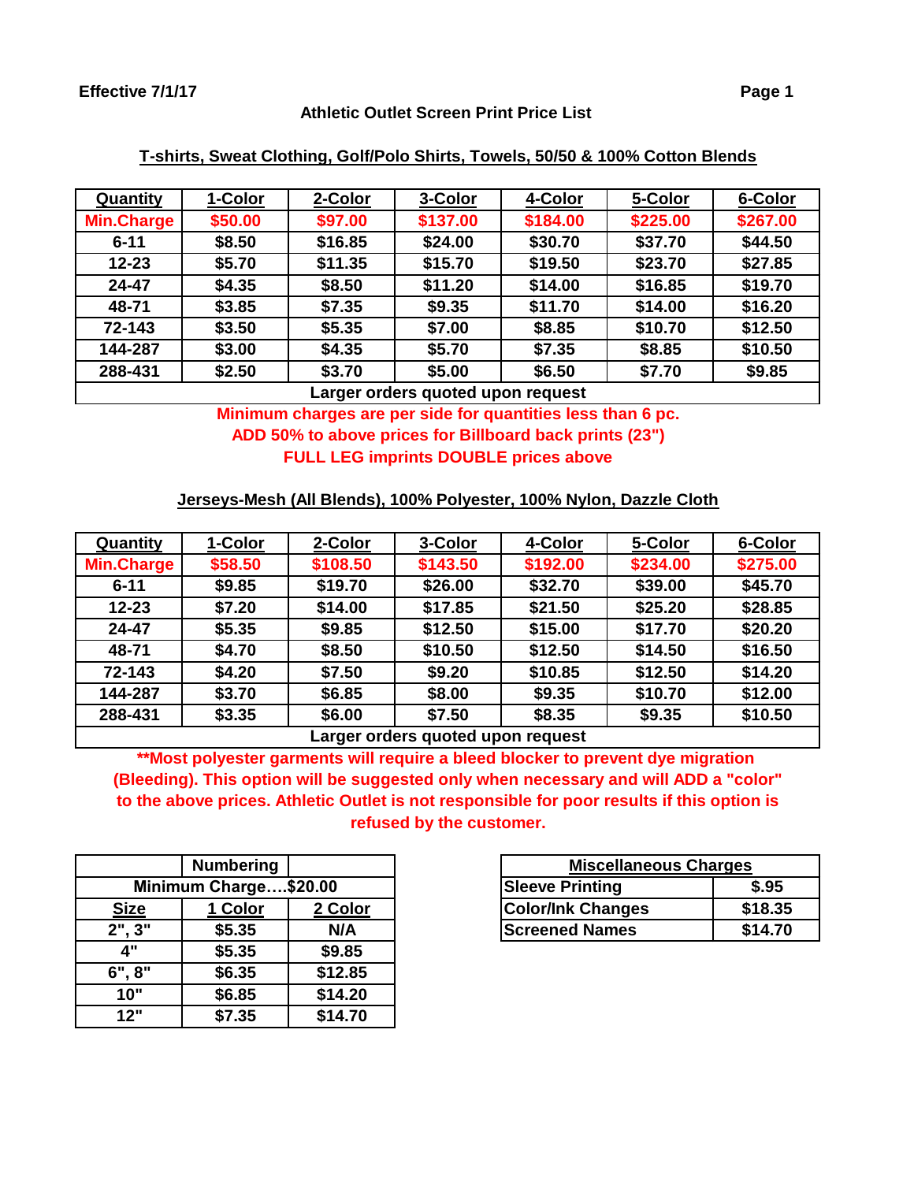Effective 7/1/17

# Athletic Outlet Screen Print Price List

## T-shirts, Sweat Clothing, Golf/Polo Shirts, Towels, 50/50 & 100% Cotton Blends

| Quantity | 1-Color | 2-Color | 3-Color | 4-Color | 5-Color | 6-Color |
|---|---|---|---|---|---|---|
| Min.Charge | $50.00 | $97.00 | $137.00 | $184.00 | $225.00 | $267.00 |
| 6-11 | $8.50 | $16.85 | $24.00 | $30.70 | $37.70 | $44.50 |
| 12-23 | $5.70 | $11.35 | $15.70 | $19.50 | $23.70 | $27.85 |
| 24-47 | $4.35 | $8.50 | $11.20 | $14.00 | $16.85 | $19.70 |
| 48-71 | $3.85 | $7.35 | $9.35 | $11.70 | $14.00 | $16.20 |
| 72-143 | $3.50 | $5.35 | $7.00 | $8.85 | $10.70 | $12.50 |
| 144-287 | $3.00 | $4.35 | $5.70 | $7.35 | $8.85 | $10.50 |
| 288-431 | $2.50 | $3.70 | $5.00 | $6.50 | $7.70 | $9.85 |
| Larger orders quoted upon request | | | | | | |

**Minimum charges are per side for quantities less than 6 pc.**
**ADD 50% to above prices for Billboard back prints (23")**
**FULL LEG imprints DOUBLE prices above**

## Jerseys-Mesh (All Blends), 100% Polyester, 100% Nylon, Dazzle Cloth

| Quantity | 1-Color | 2-Color | 3-Color | 4-Color | 5-Color | 6-Color |
|---|---|---|---|---|---|---|
| Min.Charge | $58.50 | $108.50 | $143.50 | $192.00 | $234.00 | $275.00 |
| 6-11 | $9.85 | $19.70 | $26.00 | $32.70 | $39.00 | $45.70 |
| 12-23 | $7.20 | $14.00 | $17.85 | $21.50 | $25.20 | $28.85 |
| 24-47 | $5.35 | $9.85 | $12.50 | $15.00 | $17.70 | $20.20 |
| 48-71 | $4.70 | $8.50 | $10.50 | $12.50 | $14.50 | $16.50 |
| 72-143 | $4.20 | $7.50 | $9.20 | $10.85 | $12.50 | $14.20 |
| 144-287 | $3.70 | $6.85 | $8.00 | $9.35 | $10.70 | $12.00 |
| 288-431 | $3.35 | $6.00 | $7.50 | $8.35 | $9.35 | $10.50 |
| Larger orders quoted upon request | | | | | | |

**\*\*Most polyester garments will require a bleed blocker to prevent dye migration (Bleeding). This option will be suggested only when necessary and will ADD a "color" to the above prices. Athletic Outlet is not responsible for poor results if this option is refused by the customer.**

| | Numbering | |
|---|---|---|
| Minimum Charge....$20.00 | | |
| Size | 1 Color | 2 Color |
| 2", 3" | $5.35 | N/A |
| 4" | $5.35 | $9.85 |
| 6", 8" | $6.35 | $12.85 |
| 10" | $6.85 | $14.20 |
| 12" | $7.35 | $14.70 |

| Miscellaneous Charges | |
|---|---|
| Sleeve Printing | $.95 |
| Color/Ink Changes | $18.35 |
| Screened Names | $14.70 |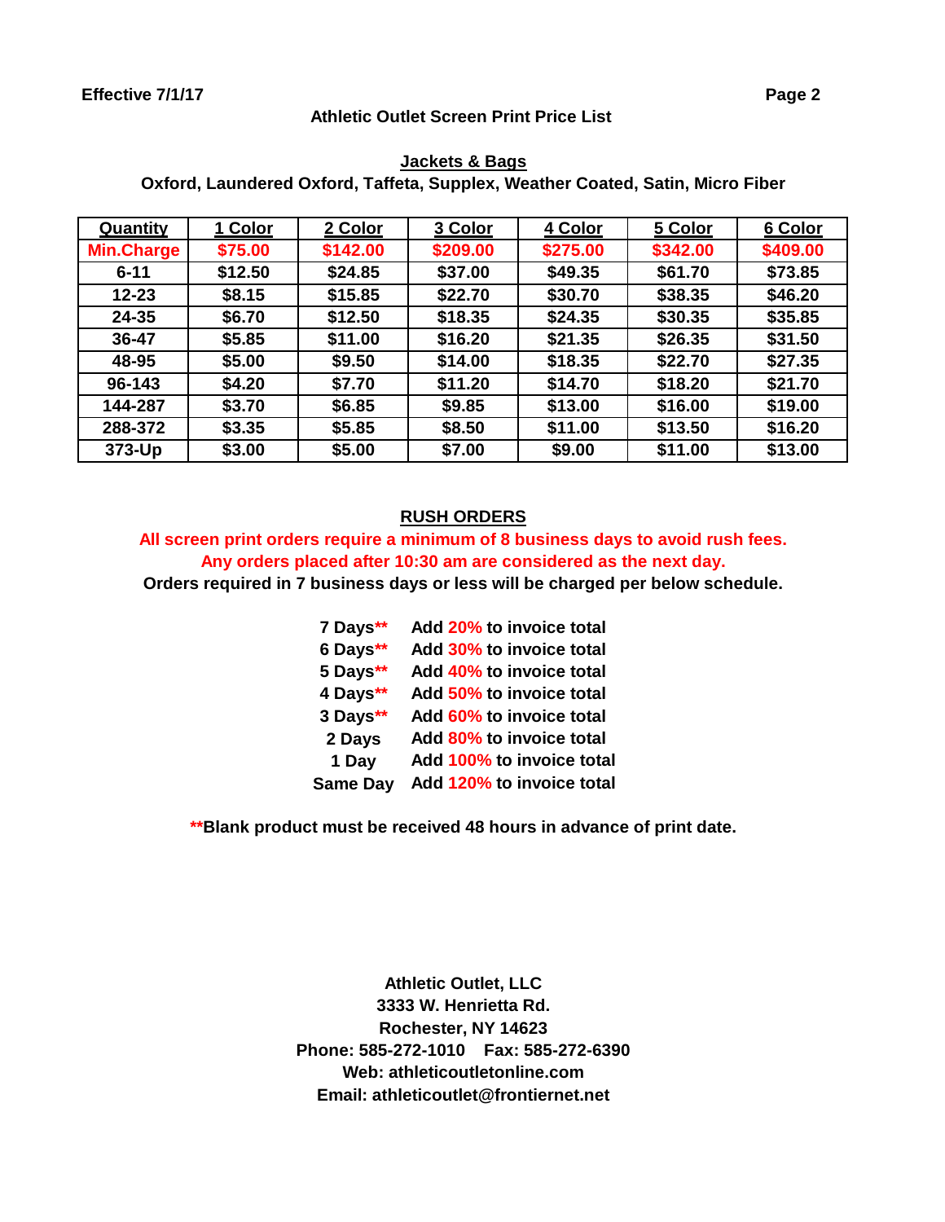Effective 7/1/17

## Athletic Outlet Screen Print Price List

### Jackets & Bags

**Oxford, Laundered Oxford, Taffeta, Supplex, Weather Coated, Satin, Micro Fiber**

| Quantity | 1 Color | 2 Color | 3 Color | 4 Color | 5 Color | 6 Color |
|---|---|---|---|---|---|---|
| Min.Charge | $75.00 | $142.00 | $209.00 | $275.00 | $342.00 | $409.00 |
| 6-11 | $12.50 | $24.85 | $37.00 | $49.35 | $61.70 | $73.85 |
| 12-23 | $8.15 | $15.85 | $22.70 | $30.70 | $38.35 | $46.20 |
| 24-35 | $6.70 | $12.50 | $18.35 | $24.35 | $30.35 | $35.85 |
| 36-47 | $5.85 | $11.00 | $16.20 | $21.35 | $26.35 | $31.50 |
| 48-95 | $5.00 | $9.50 | $14.00 | $18.35 | $22.70 | $27.35 |
| 96-143 | $4.20 | $7.70 | $11.20 | $14.70 | $18.20 | $21.70 |
| 144-287 | $3.70 | $6.85 | $9.85 | $13.00 | $16.00 | $19.00 |
| 288-372 | $3.35 | $5.85 | $8.50 | $11.00 | $13.50 | $16.20 |
| 373-Up | $3.00 | $5.00 | $7.00 | $9.00 | $11.00 | $13.00 |

### RUSH ORDERS

**All screen print orders require a minimum of 8 business days to avoid rush fees.**
**Any orders placed after 10:30 am are considered as the next day.**
**Orders required in 7 business days or less will be charged per below schedule.**

| | |
|---|---|
| 7 Days** | Add 20% to invoice total |
| 6 Days** | Add 30% to invoice total |
| 5 Days** | Add 40% to invoice total |
| 4 Days** | Add 50% to invoice total |
| 3 Days** | Add 60% to invoice total |
| 2 Days | Add 80% to invoice total |
| 1 Day | Add 100% to invoice total |
| Same Day | Add 120% to invoice total |

****Blank product must be received 48 hours in advance of print date.**

**Athletic Outlet, LLC**
**3333 W. Henrietta Rd.**
**Rochester, NY 14623**
**Phone: 585-272-1010 Fax: 585-272-6390**
**Web: athleticoutletonline.com**
**Email: athleticoutlet@frontiernet.net**